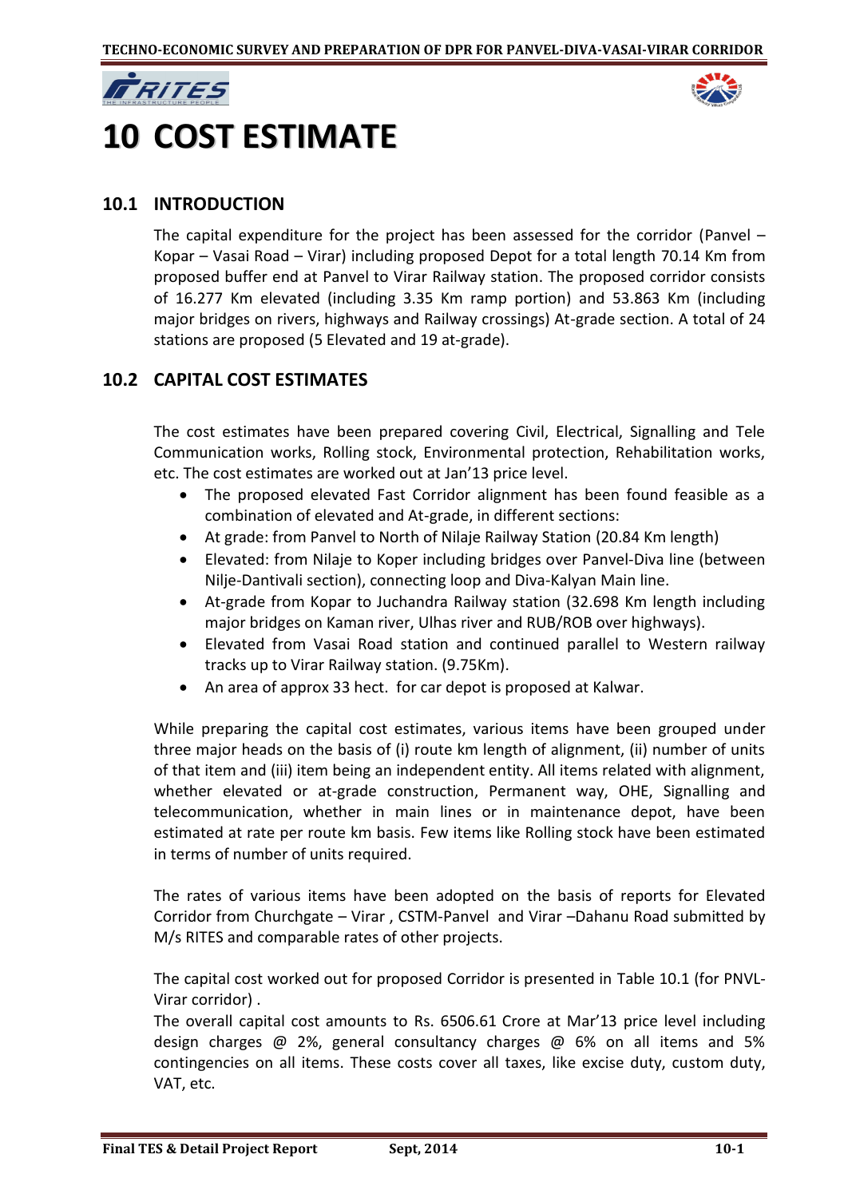# 10 COST ESTIMATE

## 10.1 INTRODUCTION

The capital expenditure for the project has been assessed for the corridor (Panvel – Kopar – Vasai Road – Virar) including proposed Depot for a total length 70.14 Km from proposed buffer end at Panvel to Virar Railway station. The proposed corridor consists of 16.277 Km elevated (including 3.35 Km ramp portion) and 53.863 Km (including major bridges on rivers, highways and Railway crossings) At-grade section. A total of 24 stations are proposed (5 Elevated and 19 at-grade).

## 10.2 CAPITAL COST ESTIMATES

The cost estimates have been prepared covering Civil, Electrical, Signalling and Tele Communication works, Rolling stock, Environmental protection, Rehabilitation works, etc. The cost estimates are worked out at Jan'13 price level.

- The proposed elevated Fast Corridor alignment has been found feasible as a combination of elevated and At-grade, in different sections:
- At grade: from Panvel to North of Nilaje Railway Station (20.84 Km length)
- Elevated: from Nilaje to Koper including bridges over Panvel-Diva line (between Nilje-Dantivali section), connecting loop and Diva-Kalyan Main line.
- At-grade from Kopar to Juchandra Railway station (32.698 Km length including major bridges on Kaman river, Ulhas river and RUB/ROB over highways).
- Elevated from Vasai Road station and continued parallel to Western railway tracks up to Virar Railway station. (9.75Km).
- An area of approx 33 hect. for car depot is proposed at Kalwar.

While preparing the capital cost estimates, various items have been grouped under three major heads on the basis of (i) route km length of alignment, (ii) number of units of that item and (iii) item being an independent entity. All items related with alignment, whether elevated or at-grade construction, Permanent way, OHE, Signalling and telecommunication, whether in main lines or in maintenance depot, have been estimated at rate per route km basis. Few items like Rolling stock have been estimated in terms of number of units required.

The rates of various items have been adopted on the basis of reports for Elevated Corridor from Churchgate – Virar , CSTM-Panvel and Virar –Dahanu Road submitted by M/s RITES and comparable rates of other projects.

The capital cost worked out for proposed Corridor is presented in Table 10.1 (for PNVL-Virar corridor) .

The overall capital cost amounts to Rs. 6506.61 Crore at Mar'13 price level including design charges @ 2%, general consultancy charges @ 6% on all items and 5% contingencies on all items. These costs cover all taxes, like excise duty, custom duty, VAT, etc.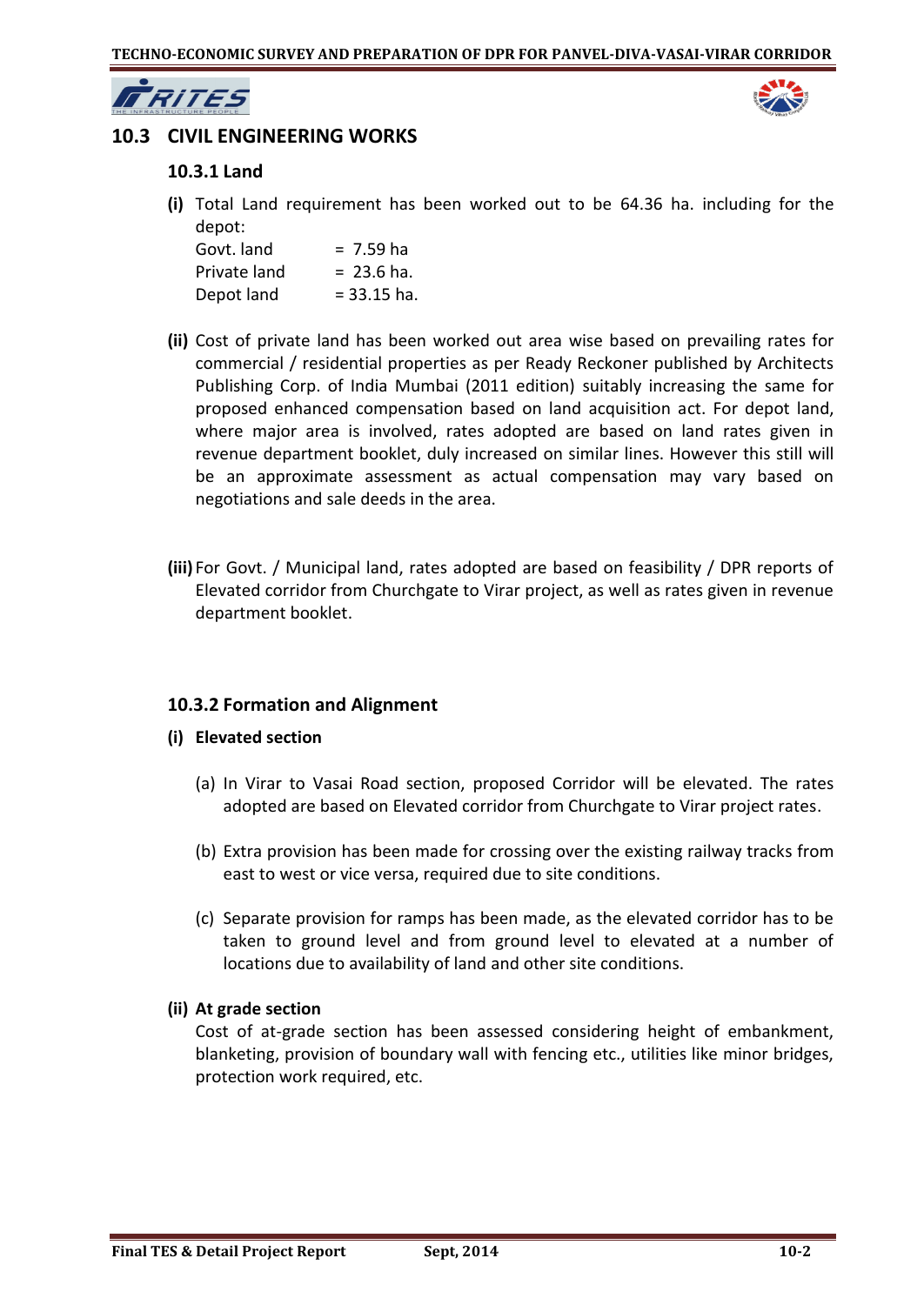## 10.3 CIVIL ENGINEERING WORKS

### 10.3.1 Land

**(i)** Total Land requirement has been worked out to be 64.36 ha. including for the depot:

Govt. land = 7.59 ha
Private land = 23.6 ha.
Depot land = 33.15 ha.

**(ii)** Cost of private land has been worked out area wise based on prevailing rates for commercial / residential properties as per Ready Reckoner published by Architects Publishing Corp. of India Mumbai (2011 edition) suitably increasing the same for proposed enhanced compensation based on land acquisition act. For depot land, where major area is involved, rates adopted are based on land rates given in revenue department booklet, duly increased on similar lines. However this still will be an approximate assessment as actual compensation may vary based on negotiations and sale deeds in the area.

**(iii)** For Govt. / Municipal land, rates adopted are based on feasibility / DPR reports of Elevated corridor from Churchgate to Virar project, as well as rates given in revenue department booklet.

### 10.3.2 Formation and Alignment

**(i) Elevated section**

(a) In Virar to Vasai Road section, proposed Corridor will be elevated. The rates adopted are based on Elevated corridor from Churchgate to Virar project rates.

(b) Extra provision has been made for crossing over the existing railway tracks from east to west or vice versa, required due to site conditions.

(c) Separate provision for ramps has been made, as the elevated corridor has to be taken to ground level and from ground level to elevated at a number of locations due to availability of land and other site conditions.

**(ii) At grade section**

Cost of at-grade section has been assessed considering height of embankment, blanketing, provision of boundary wall with fencing etc., utilities like minor bridges, protection work required, etc.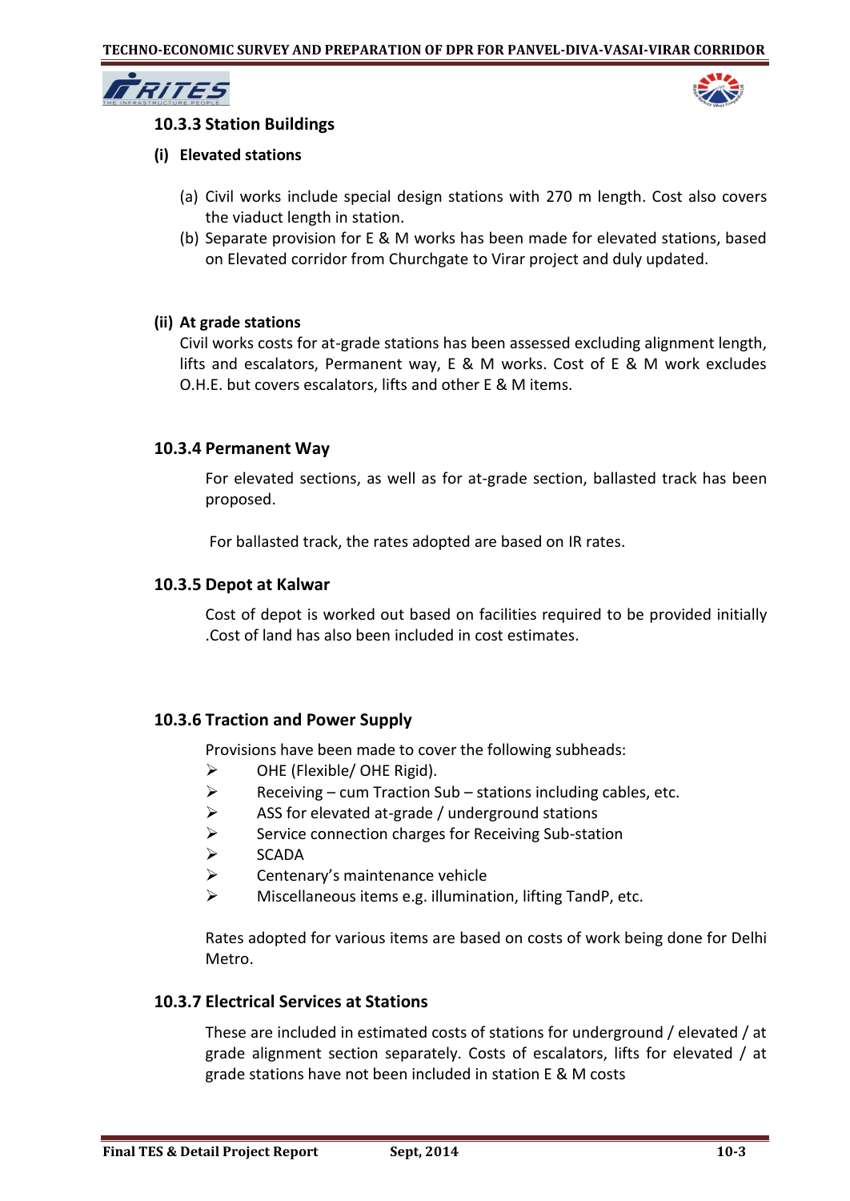### 10.3.3 Station Buildings

**(i) Elevated stations**

(a) Civil works include special design stations with 270 m length. Cost also covers the viaduct length in station.

(b) Separate provision for E & M works has been made for elevated stations, based on Elevated corridor from Churchgate to Virar project and duly updated.

**(ii) At grade stations**

Civil works costs for at-grade stations has been assessed excluding alignment length, lifts and escalators, Permanent way, E & M works. Cost of E & M work excludes O.H.E. but covers escalators, lifts and other E & M items.

### 10.3.4 Permanent Way

For elevated sections, as well as for at-grade section, ballasted track has been proposed.

For ballasted track, the rates adopted are based on IR rates.

### 10.3.5 Depot at Kalwar

Cost of depot is worked out based on facilities required to be provided initially .Cost of land has also been included in cost estimates.

### 10.3.6 Traction and Power Supply

Provisions have been made to cover the following subheads:

- OHE (Flexible/ OHE Rigid).
- Receiving – cum Traction Sub – stations including cables, etc.
- ASS for elevated at-grade / underground stations
- Service connection charges for Receiving Sub-station
- SCADA
- Centenary's maintenance vehicle
- Miscellaneous items e.g. illumination, lifting TandP, etc.

Rates adopted for various items are based on costs of work being done for Delhi Metro.

### 10.3.7 Electrical Services at Stations

These are included in estimated costs of stations for underground / elevated / at grade alignment section separately. Costs of escalators, lifts for elevated / at grade stations have not been included in station E & M costs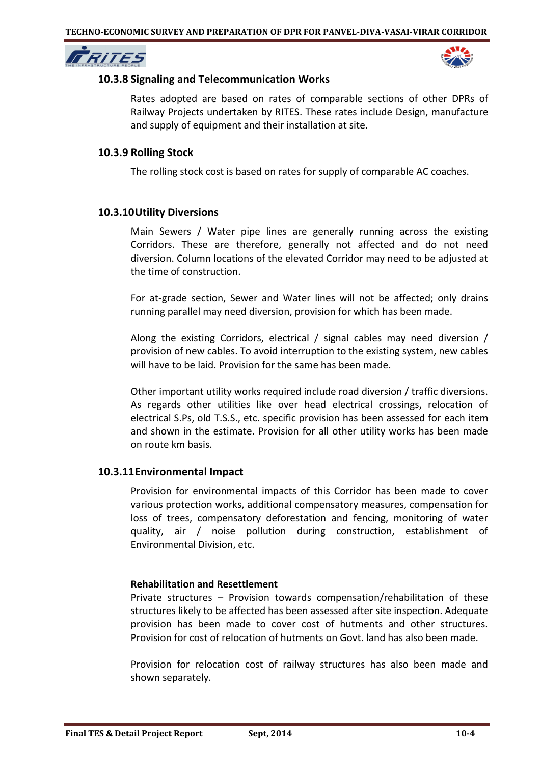### 10.3.8 Signaling and Telecommunication Works

Rates adopted are based on rates of comparable sections of other DPRs of Railway Projects undertaken by RITES. These rates include Design, manufacture and supply of equipment and their installation at site.

### 10.3.9 Rolling Stock

The rolling stock cost is based on rates for supply of comparable AC coaches.

### 10.3.10 Utility Diversions

Main Sewers / Water pipe lines are generally running across the existing Corridors. These are therefore, generally not affected and do not need diversion. Column locations of the elevated Corridor may need to be adjusted at the time of construction.

For at-grade section, Sewer and Water lines will not be affected; only drains running parallel may need diversion, provision for which has been made.

Along the existing Corridors, electrical / signal cables may need diversion / provision of new cables. To avoid interruption to the existing system, new cables will have to be laid. Provision for the same has been made.

Other important utility works required include road diversion / traffic diversions. As regards other utilities like over head electrical crossings, relocation of electrical S.Ps, old T.S.S., etc. specific provision has been assessed for each item and shown in the estimate. Provision for all other utility works has been made on route km basis.

### 10.3.11 Environmental Impact

Provision for environmental impacts of this Corridor has been made to cover various protection works, additional compensatory measures, compensation for loss of trees, compensatory deforestation and fencing, monitoring of water quality, air / noise pollution during construction, establishment of Environmental Division, etc.

**Rehabilitation and Resettlement**

Private structures – Provision towards compensation/rehabilitation of these structures likely to be affected has been assessed after site inspection. Adequate provision has been made to cover cost of hutments and other structures. Provision for cost of relocation of hutments on Govt. land has also been made.

Provision for relocation cost of railway structures has also been made and shown separately.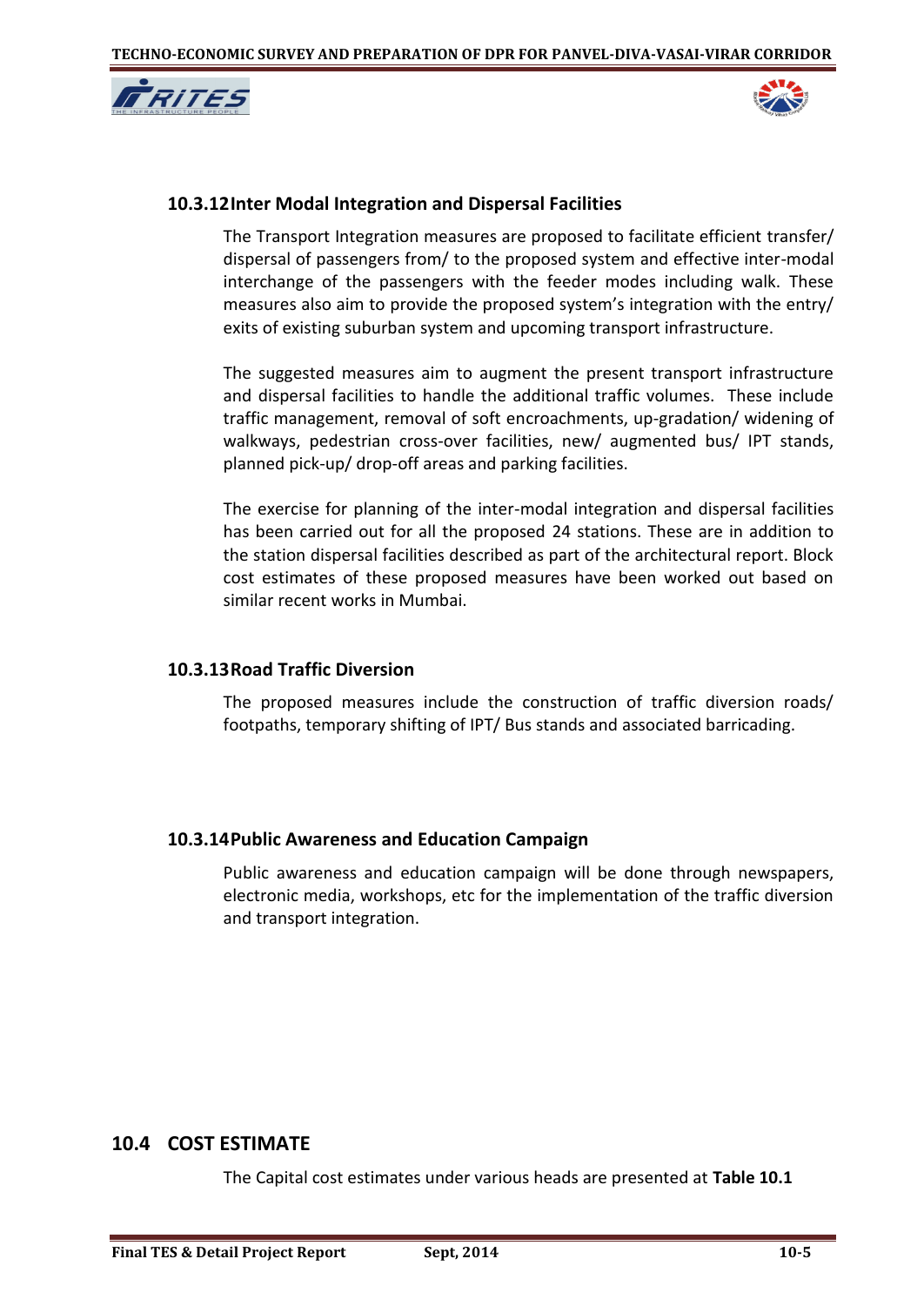### 10.3.12 Inter Modal Integration and Dispersal Facilities

The Transport Integration measures are proposed to facilitate efficient transfer/ dispersal of passengers from/ to the proposed system and effective inter-modal interchange of the passengers with the feeder modes including walk. These measures also aim to provide the proposed system's integration with the entry/ exits of existing suburban system and upcoming transport infrastructure.

The suggested measures aim to augment the present transport infrastructure and dispersal facilities to handle the additional traffic volumes. These include traffic management, removal of soft encroachments, up-gradation/ widening of walkways, pedestrian cross-over facilities, new/ augmented bus/ IPT stands, planned pick-up/ drop-off areas and parking facilities.

The exercise for planning of the inter-modal integration and dispersal facilities has been carried out for all the proposed 24 stations. These are in addition to the station dispersal facilities described as part of the architectural report. Block cost estimates of these proposed measures have been worked out based on similar recent works in Mumbai.

### 10.3.13 Road Traffic Diversion

The proposed measures include the construction of traffic diversion roads/ footpaths, temporary shifting of IPT/ Bus stands and associated barricading.

### 10.3.14 Public Awareness and Education Campaign

Public awareness and education campaign will be done through newspapers, electronic media, workshops, etc for the implementation of the traffic diversion and transport integration.

## 10.4 COST ESTIMATE

The Capital cost estimates under various heads are presented at **Table 10.1**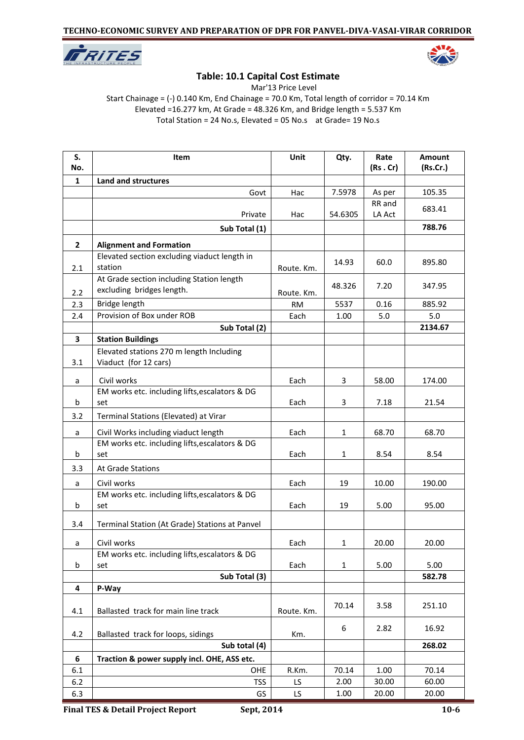## Table: 10.1 Capital Cost Estimate

Mar'13 Price Level

Start Chainage = (-) 0.140 Km, End Chainage = 70.0 Km, Total length of corridor = 70.14 Km

Elevated =16.277 km, At Grade = 48.326 Km, and Bridge length = 5.537 Km

Total Station = 24 No.s, Elevated = 05 No.s  at Grade= 19 No.s

| S. No. | Item | Unit | Qty. | Rate (Rs . Cr) | Amount (Rs.Cr.) |
|---|---|---|---|---|---|
| 1 | **Land and structures** | | | | |
| | Govt | Hac | 7.5978 | As per RR and LA Act | 105.35 |
| | Private | Hac | 54.6305 | | 683.41 |
| | **Sub Total (1)** | | | | **788.76** |
| 2 | **Alignment and Formation** | | | | |
| 2.1 | Elevated section excluding viaduct length in station | Route. Km. | 14.93 | 60.0 | 895.80 |
| 2.2 | At Grade section including Station length excluding bridges length. | Route. Km. | 48.326 | 7.20 | 347.95 |
| 2.3 | Bridge length | RM | 5537 | 0.16 | 885.92 |
| 2.4 | Provision of Box under ROB | Each | 1.00 | 5.0 | 5.0 |
| | **Sub Total (2)** | | | | **2134.67** |
| 3 | **Station Buildings** | | | | |
| 3.1 | Elevated stations 270 m length Including Viaduct (for 12 cars) | | | | |
| a | Civil works | Each | 3 | 58.00 | 174.00 |
| b | EM works etc. including lifts,escalators & DG set | Each | 3 | 7.18 | 21.54 |
| 3.2 | Terminal Stations (Elevated) at Virar | | | | |
| a | Civil Works including viaduct length | Each | 1 | 68.70 | 68.70 |
| b | EM works etc. including lifts,escalators & DG set | Each | 1 | 8.54 | 8.54 |
| 3.3 | At Grade Stations | | | | |
| a | Civil works | Each | 19 | 10.00 | 190.00 |
| b | EM works etc. including lifts,escalators & DG set | Each | 19 | 5.00 | 95.00 |
| 3.4 | Terminal Station (At Grade) Stations at Panvel | | | | |
| a | Civil works | Each | 1 | 20.00 | 20.00 |
| b | EM works etc. including lifts,escalators & DG set | Each | 1 | 5.00 | 5.00 |
| | **Sub Total (3)** | | | | **582.78** |
| 4 | **P-Way** | | | | |
| 4.1 | Ballasted track for main line track | Route. Km. | 70.14 | 3.58 | 251.10 |
| 4.2 | Ballasted track for loops, sidings | Km. | 6 | 2.82 | 16.92 |
| | **Sub total (4)** | | | | **268.02** |
| 6 | **Traction & power supply incl. OHE, ASS etc.** | | | | |
| 6.1 | OHE | R.Km. | 70.14 | 1.00 | 70.14 |
| 6.2 | TSS | LS | 2.00 | 30.00 | 60.00 |
| 6.3 | GS | LS | 1.00 | 20.00 | 20.00 |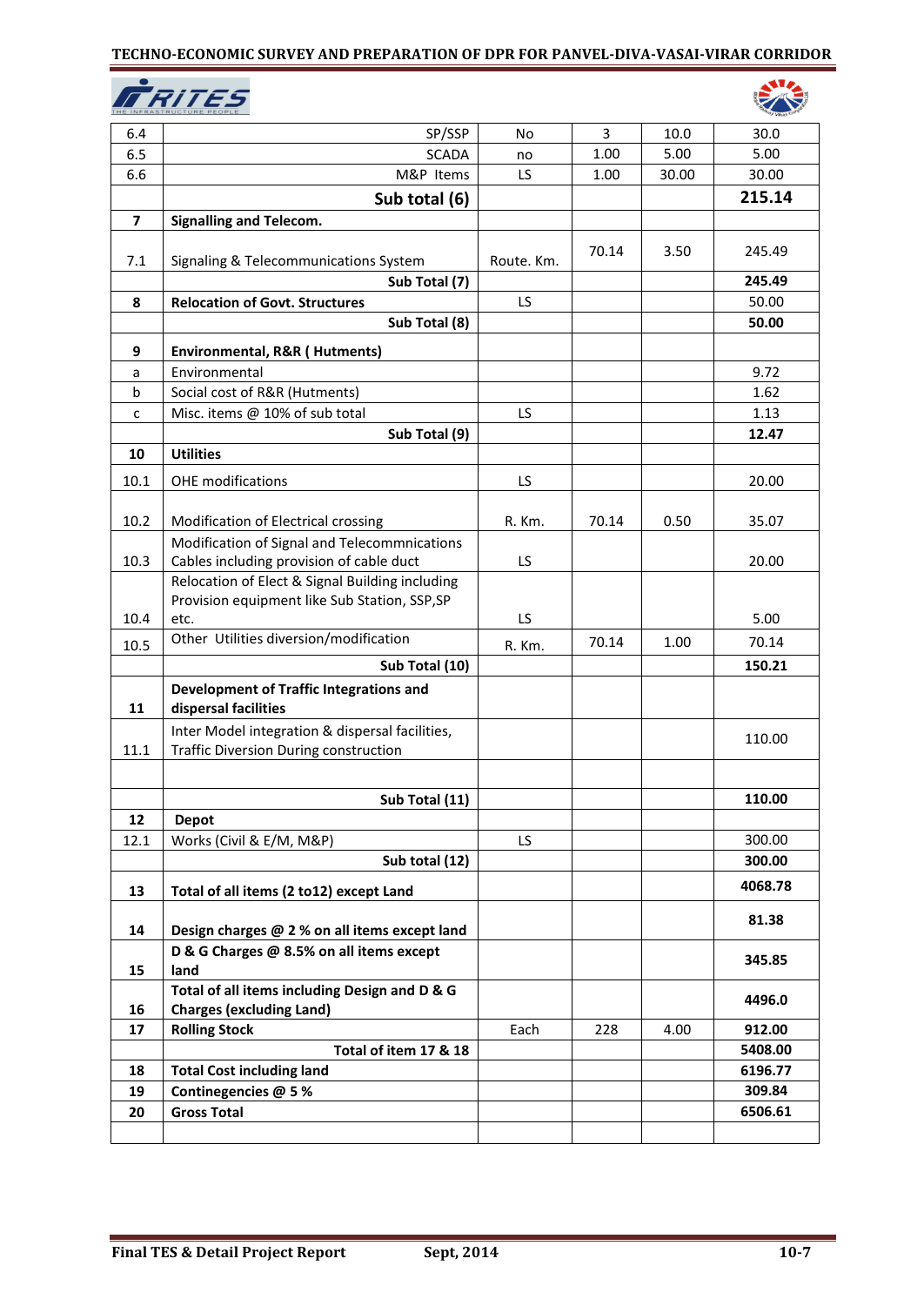| | | | | | |
|---|---|---|---|---|---|
| 6.4 | SP/SSP | No | 3 | 10.0 | 30.0 |
| 6.5 | SCADA | no | 1.00 | 5.00 | 5.00 |
| 6.6 | M&P Items | LS | 1.00 | 30.00 | 30.00 |
| | **Sub total (6)** | | | | **215.14** |
| **7** | **Signalling and Telecom.** | | | | |
| 7.1 | Signaling & Telecommunications System | Route. Km. | 70.14 | 3.50 | 245.49 |
| | **Sub Total (7)** | | | | **245.49** |
| **8** | **Relocation of Govt. Structures** | LS | | | 50.00 |
| | **Sub Total (8)** | | | | **50.00** |
| **9** | **Environmental, R&R ( Hutments)** | | | | |
| a | Environmental | | | | 9.72 |
| b | Social cost of R&R (Hutments) | | | | 1.62 |
| c | Misc. items @ 10% of sub total | LS | | | 1.13 |
| | **Sub Total (9)** | | | | **12.47** |
| **10** | **Utilities** | | | | |
| 10.1 | OHE modifications | LS | | | 20.00 |
| 10.2 | Modification of Electrical crossing | R. Km. | 70.14 | 0.50 | 35.07 |
| 10.3 | Modification of Signal and Telecommnications Cables including provision of cable duct | LS | | | 20.00 |
| 10.4 | Relocation of Elect & Signal Building including Provision equipment like Sub Station, SSP,SP etc. | LS | | | 5.00 |
| 10.5 | Other Utilities diversion/modification | R. Km. | 70.14 | 1.00 | 70.14 |
| | **Sub Total (10)** | | | | **150.21** |
| **11** | **Development of Traffic Integrations and dispersal facilities** | | | | |
| 11.1 | Inter Model integration & dispersal facilities, Traffic Diversion During construction | | | | 110.00 |
| | | | | | |
| | **Sub Total (11)** | | | | **110.00** |
| **12** | **Depot** | | | | |
| 12.1 | Works (Civil & E/M, M&P) | LS | | | 300.00 |
| | **Sub total (12)** | | | | **300.00** |
| **13** | **Total of all items (2 to12) except Land** | | | | **4068.78** |
| **14** | **Design charges @ 2 % on all items except land** | | | | **81.38** |
| **15** | **D & G Charges @ 8.5% on all items except land** | | | | **345.85** |
| **16** | **Total of all items including Design and D & G Charges (excluding Land)** | | | | **4496.0** |
| **17** | **Rolling Stock** | Each | 228 | 4.00 | **912.00** |
| | **Total of item 17 & 18** | | | | **5408.00** |
| **18** | **Total Cost including land** | | | | **6196.77** |
| **19** | **Contingencies @ 5 %** | | | | **309.84** |
| **20** | **Gross Total** | | | | **6506.61** |
| | | | | | |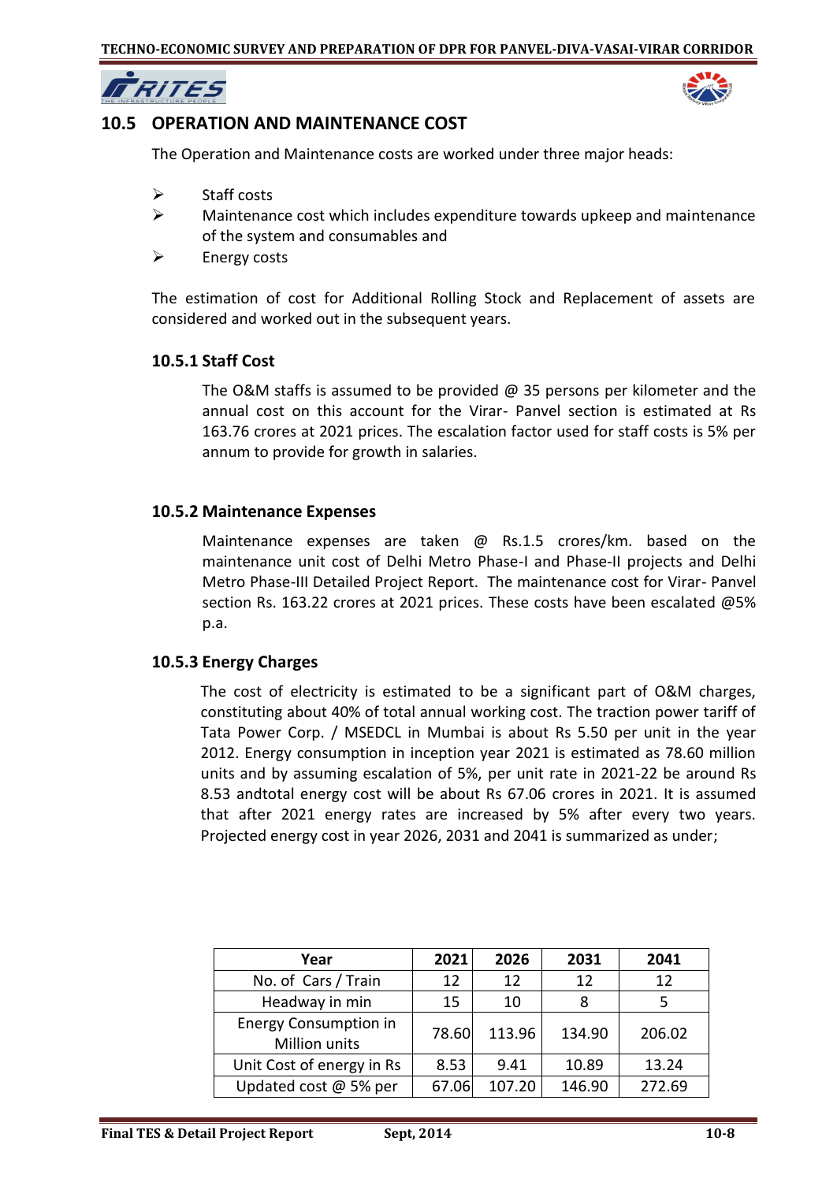## 10.5 OPERATION AND MAINTENANCE COST

The Operation and Maintenance costs are worked under three major heads:

- Staff costs
- Maintenance cost which includes expenditure towards upkeep and maintenance of the system and consumables and
- Energy costs

The estimation of cost for Additional Rolling Stock and Replacement of assets are considered and worked out in the subsequent years.

### 10.5.1 Staff Cost

The O&M staffs is assumed to be provided @ 35 persons per kilometer and the annual cost on this account for the Virar- Panvel section is estimated at Rs 163.76 crores at 2021 prices. The escalation factor used for staff costs is 5% per annum to provide for growth in salaries.

### 10.5.2 Maintenance Expenses

Maintenance expenses are taken @ Rs.1.5 crores/km. based on the maintenance unit cost of Delhi Metro Phase-I and Phase-II projects and Delhi Metro Phase-III Detailed Project Report. The maintenance cost for Virar- Panvel section Rs. 163.22 crores at 2021 prices. These costs have been escalated @5% p.a.

### 10.5.3 Energy Charges

The cost of electricity is estimated to be a significant part of O&M charges, constituting about 40% of total annual working cost. The traction power tariff of Tata Power Corp. / MSEDCL in Mumbai is about Rs 5.50 per unit in the year 2012. Energy consumption in inception year 2021 is estimated as 78.60 million units and by assuming escalation of 5%, per unit rate in 2021-22 be around Rs 8.53 andtotal energy cost will be about Rs 67.06 crores in 2021. It is assumed that after 2021 energy rates are increased by 5% after every two years. Projected energy cost in year 2026, 2031 and 2041 is summarized as under;

| Year | 2021 | 2026 | 2031 | 2041 |
|---|---|---|---|---|
| No. of Cars / Train | 12 | 12 | 12 | 12 |
| Headway in min | 15 | 10 | 8 | 5 |
| Energy Consumption in Million units | 78.60 | 113.96 | 134.90 | 206.02 |
| Unit Cost of energy in Rs | 8.53 | 9.41 | 10.89 | 13.24 |
| Updated cost @ 5% per | 67.06 | 107.20 | 146.90 | 272.69 |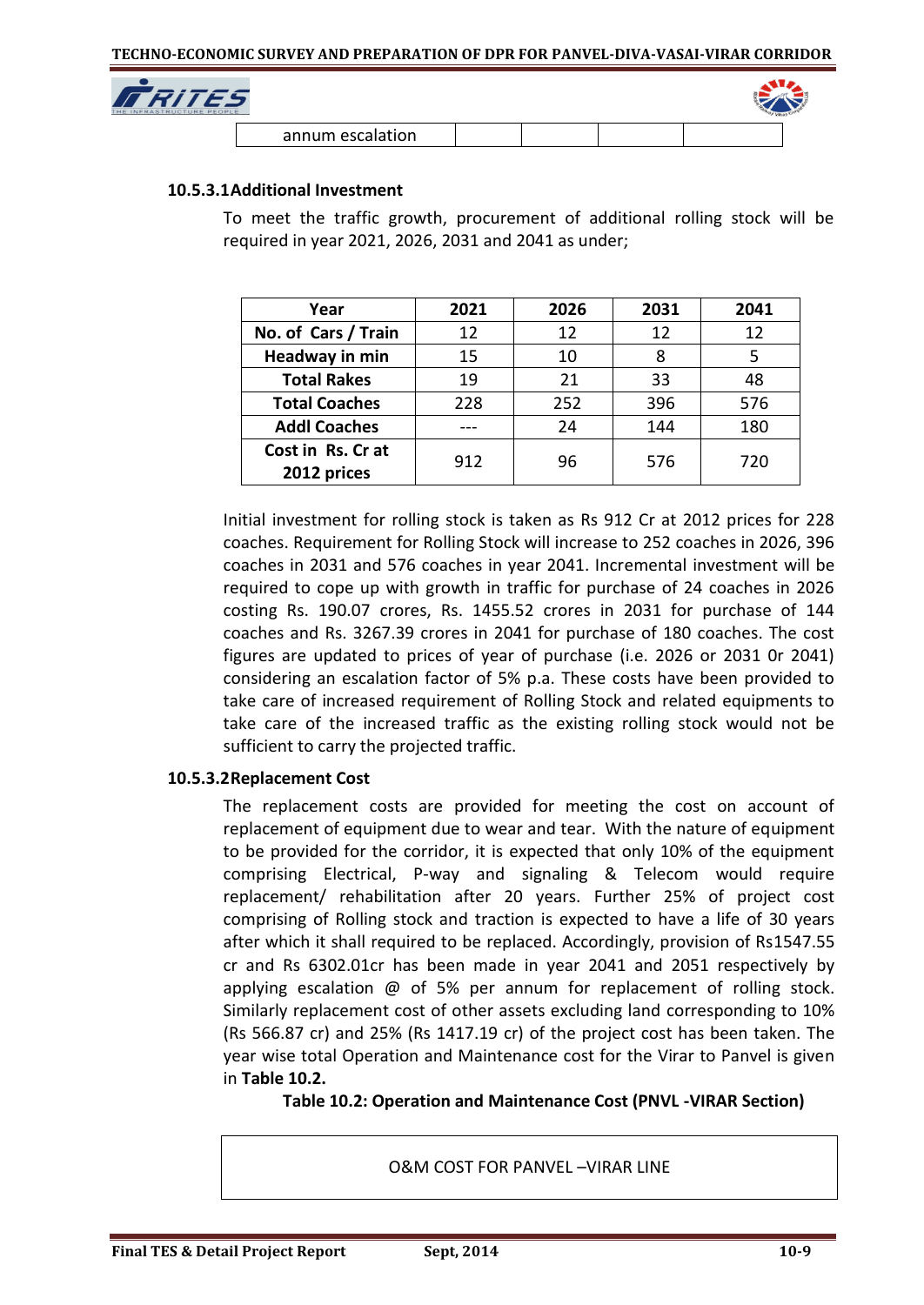| annum escalation | | | | |
|---|---|---|---|---|

#### 10.5.3.1 Additional Investment

To meet the traffic growth, procurement of additional rolling stock will be required in year 2021, 2026, 2031 and 2041 as under;

| Year | 2021 | 2026 | 2031 | 2041 |
|---|---|---|---|---|
| No. of Cars / Train | 12 | 12 | 12 | 12 |
| Headway in min | 15 | 10 | 8 | 5 |
| Total Rakes | 19 | 21 | 33 | 48 |
| Total Coaches | 228 | 252 | 396 | 576 |
| Addl Coaches | --- | 24 | 144 | 180 |
| Cost in Rs. Cr at 2012 prices | 912 | 96 | 576 | 720 |

Initial investment for rolling stock is taken as Rs 912 Cr at 2012 prices for 228 coaches. Requirement for Rolling Stock will increase to 252 coaches in 2026, 396 coaches in 2031 and 576 coaches in year 2041. Incremental investment will be required to cope up with growth in traffic for purchase of 24 coaches in 2026 costing Rs. 190.07 crores, Rs. 1455.52 crores in 2031 for purchase of 144 coaches and Rs. 3267.39 crores in 2041 for purchase of 180 coaches. The cost figures are updated to prices of year of purchase (i.e. 2026 or 2031 0r 2041) considering an escalation factor of 5% p.a. These costs have been provided to take care of increased requirement of Rolling Stock and related equipments to take care of the increased traffic as the existing rolling stock would not be sufficient to carry the projected traffic.

#### 10.5.3.2 Replacement Cost

The replacement costs are provided for meeting the cost on account of replacement of equipment due to wear and tear. With the nature of equipment to be provided for the corridor, it is expected that only 10% of the equipment comprising Electrical, P-way and signaling & Telecom would require replacement/ rehabilitation after 20 years. Further 25% of project cost comprising of Rolling stock and traction is expected to have a life of 30 years after which it shall required to be replaced. Accordingly, provision of Rs1547.55 cr and Rs 6302.01cr has been made in year 2041 and 2051 respectively by applying escalation @ of 5% per annum for replacement of rolling stock. Similarly replacement cost of other assets excluding land corresponding to 10% (Rs 566.87 cr) and 25% (Rs 1417.19 cr) of the project cost has been taken. The year wise total Operation and Maintenance cost for the Virar to Panvel is given in **Table 10.2.**

**Table 10.2: Operation and Maintenance Cost (PNVL -VIRAR Section)**

| O&M COST FOR PANVEL –VIRAR LINE |
|---|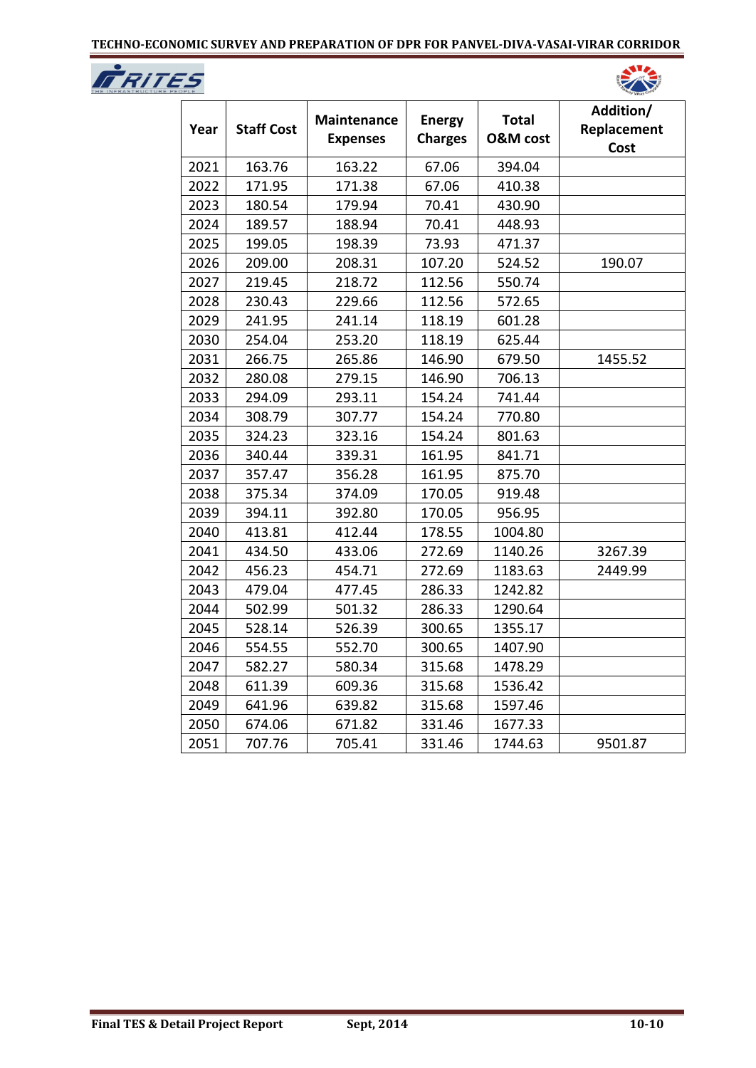| Year | Staff Cost | Maintenance Expenses | Energy Charges | Total O&M cost | Addition/ Replacement Cost |
|---|---|---|---|---|---|
| 2021 | 163.76 | 163.22 | 67.06 | 394.04 | |
| 2022 | 171.95 | 171.38 | 67.06 | 410.38 | |
| 2023 | 180.54 | 179.94 | 70.41 | 430.90 | |
| 2024 | 189.57 | 188.94 | 70.41 | 448.93 | |
| 2025 | 199.05 | 198.39 | 73.93 | 471.37 | |
| 2026 | 209.00 | 208.31 | 107.20 | 524.52 | 190.07 |
| 2027 | 219.45 | 218.72 | 112.56 | 550.74 | |
| 2028 | 230.43 | 229.66 | 112.56 | 572.65 | |
| 2029 | 241.95 | 241.14 | 118.19 | 601.28 | |
| 2030 | 254.04 | 253.20 | 118.19 | 625.44 | |
| 2031 | 266.75 | 265.86 | 146.90 | 679.50 | 1455.52 |
| 2032 | 280.08 | 279.15 | 146.90 | 706.13 | |
| 2033 | 294.09 | 293.11 | 154.24 | 741.44 | |
| 2034 | 308.79 | 307.77 | 154.24 | 770.80 | |
| 2035 | 324.23 | 323.16 | 154.24 | 801.63 | |
| 2036 | 340.44 | 339.31 | 161.95 | 841.71 | |
| 2037 | 357.47 | 356.28 | 161.95 | 875.70 | |
| 2038 | 375.34 | 374.09 | 170.05 | 919.48 | |
| 2039 | 394.11 | 392.80 | 170.05 | 956.95 | |
| 2040 | 413.81 | 412.44 | 178.55 | 1004.80 | |
| 2041 | 434.50 | 433.06 | 272.69 | 1140.26 | 3267.39 |
| 2042 | 456.23 | 454.71 | 272.69 | 1183.63 | 2449.99 |
| 2043 | 479.04 | 477.45 | 286.33 | 1242.82 | |
| 2044 | 502.99 | 501.32 | 286.33 | 1290.64 | |
| 2045 | 528.14 | 526.39 | 300.65 | 1355.17 | |
| 2046 | 554.55 | 552.70 | 300.65 | 1407.90 | |
| 2047 | 582.27 | 580.34 | 315.68 | 1478.29 | |
| 2048 | 611.39 | 609.36 | 315.68 | 1536.42 | |
| 2049 | 641.96 | 639.82 | 315.68 | 1597.46 | |
| 2050 | 674.06 | 671.82 | 331.46 | 1677.33 | |
| 2051 | 707.76 | 705.41 | 331.46 | 1744.63 | 9501.87 |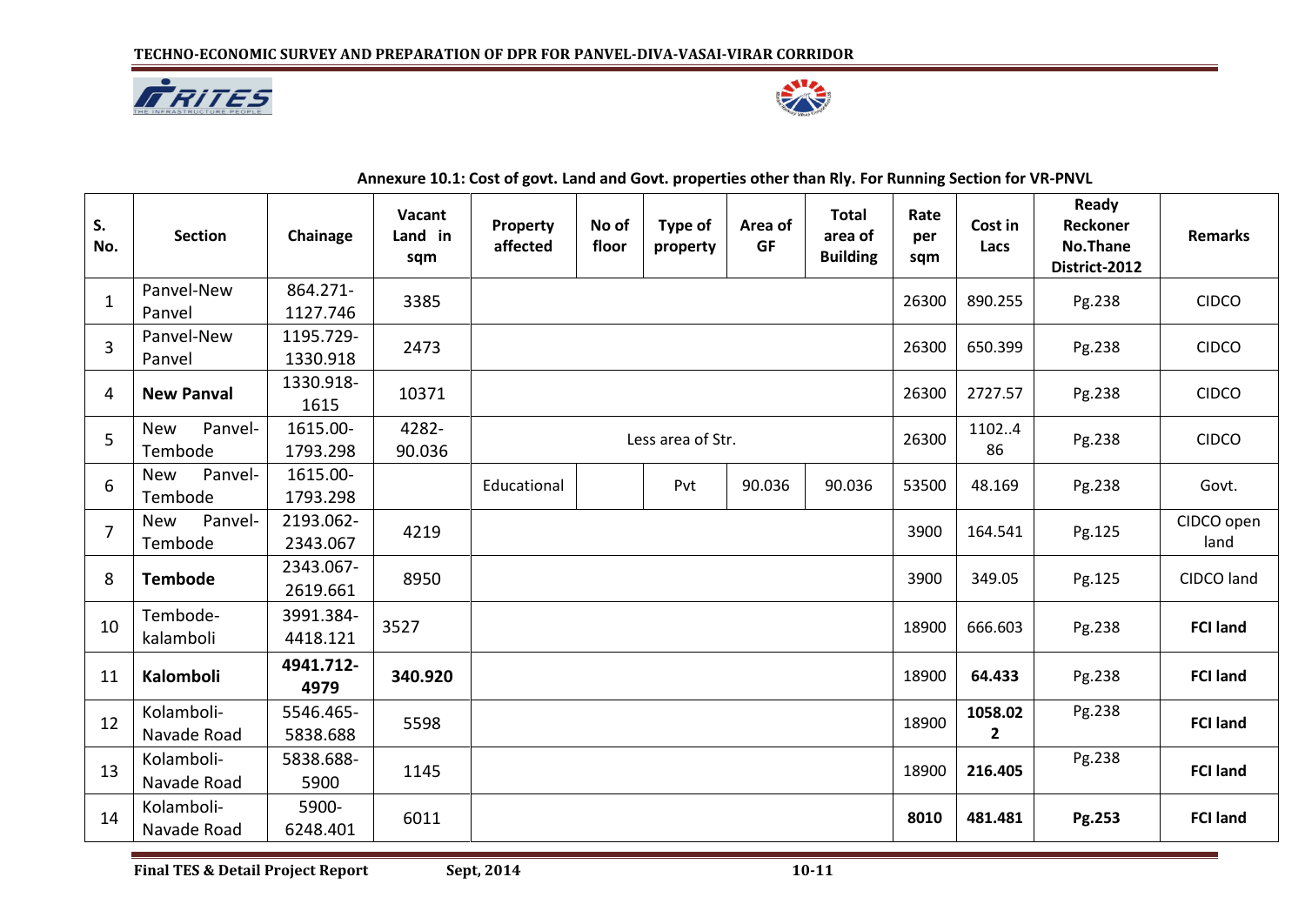**Annexure 10.1: Cost of govt. Land and Govt. properties other than Rly. For Running Section for VR-PNVL**

| S. No. | Section | Chainage | Vacant Land in sqm | Property affected | No of floor | Type of property | Area of GF | Total area of Building | Rate per sqm | Cost in Lacs | Ready Reckoner No.Thane District-2012 | Remarks |
|---|---|---|---|---|---|---|---|---|---|---|---|---|
| 1 | Panvel-New Panvel | 864.271-1127.746 | 3385 | | | | | | 26300 | 890.255 | Pg.238 | CIDCO |
| 3 | Panvel-New Panvel | 1195.729-1330.918 | 2473 | | | | | | 26300 | 650.399 | Pg.238 | CIDCO |
| 4 | **New Panval** | 1330.918-1615 | 10371 | | | | | | 26300 | 2727.57 | Pg.238 | CIDCO |
| 5 | New Panvel-Tembode | 1615.00-1793.298 | 4282-90.036 | Less area of Str. | | | | | 26300 | 1102..486 | Pg.238 | CIDCO |
| 6 | New Panvel-Tembode | 1615.00-1793.298 | | Educational | | Pvt | 90.036 | 90.036 | 53500 | 48.169 | Pg.238 | Govt. |
| 7 | New Panvel-Tembode | 2193.062-2343.067 | 4219 | | | | | | 3900 | 164.541 | Pg.125 | CIDCO open land |
| 8 | **Tembode** | 2343.067-2619.661 | 8950 | | | | | | 3900 | 349.05 | Pg.125 | CIDCO land |
| 10 | Tembode-kalamboli | 3991.384-4418.121 | 3527 | | | | | | 18900 | 666.603 | Pg.238 | **FCI land** |
| 11 | **Kalomboli** | **4941.712-4979** | **340.920** | | | | | | 18900 | **64.433** | Pg.238 | **FCI land** |
| 12 | Kolamboli-Navade Road | 5546.465-5838.688 | 5598 | | | | | | 18900 | **1058.022** | Pg.238 | **FCI land** |
| 13 | Kolamboli-Navade Road | 5838.688-5900 | 1145 | | | | | | 18900 | **216.405** | Pg.238 | **FCI land** |
| 14 | Kolamboli-Navade Road | 5900-6248.401 | 6011 | | | | | | **8010** | **481.481** | **Pg.253** | **FCI land** |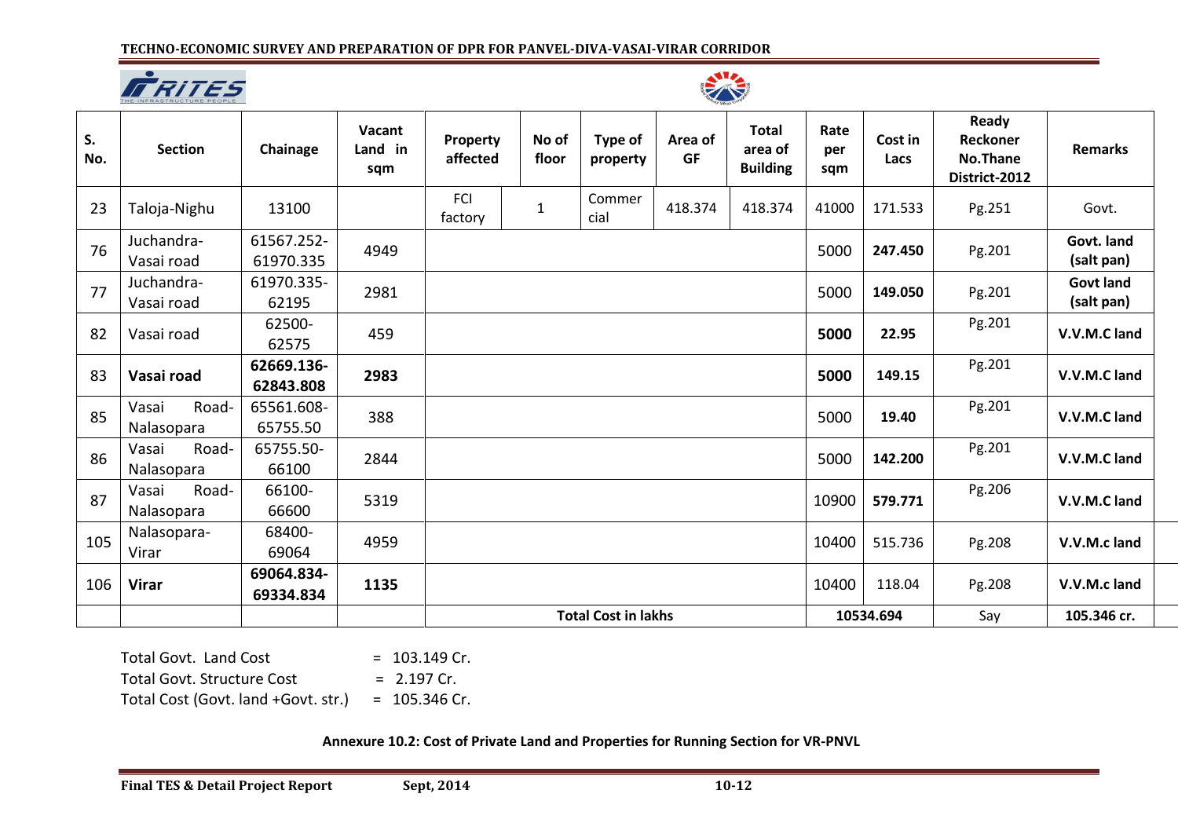| S. No. | Section | Chainage | Vacant Land in sqm | Property affected | No of floor | Type of property | Area of GF | Total area of Building | Rate per sqm | Cost in Lacs | Ready Reckoner No.Thane District-2012 | Remarks |
|---|---|---|---|---|---|---|---|---|---|---|---|---|
| 23 | Taloja-Nighu | 13100 | | FCI factory | 1 | Commercial | 418.374 | 418.374 | 41000 | 171.533 | Pg.251 | Govt. |
| 76 | Juchandra-Vasai road | 61567.252-61970.335 | 4949 | | | | | | 5000 | **247.450** | Pg.201 | **Govt. land (salt pan)** |
| 77 | Juchandra-Vasai road | 61970.335-62195 | 2981 | | | | | | 5000 | **149.050** | Pg.201 | **Govt land (salt pan)** |
| 82 | Vasai road | 62500-62575 | 459 | | | | | | **5000** | **22.95** | Pg.201 | **V.V.M.C land** |
| 83 | **Vasai road** | **62669.136-62843.808** | **2983** | | | | | | **5000** | **149.15** | Pg.201 | **V.V.M.C land** |
| 85 | Vasai Road-Nalasopara | 65561.608-65755.50 | 388 | | | | | | 5000 | **19.40** | Pg.201 | **V.V.M.C land** |
| 86 | Vasai Road-Nalasopara | 65755.50-66100 | 2844 | | | | | | 5000 | **142.200** | Pg.201 | **V.V.M.C land** |
| 87 | Vasai Road-Nalasopara | 66100-66600 | 5319 | | | | | | 10900 | **579.771** | Pg.206 | **V.V.M.C land** |
| 105 | Nalasopara-Virar | 68400-69064 | 4959 | | | | | | 10400 | 515.736 | Pg.208 | **V.V.M.c land** |
| 106 | **Virar** | **69064.834-69334.834** | **1135** | | | | | | 10400 | 118.04 | Pg.208 | **V.V.M.c land** |
| | | | | **Total Cost in lakhs** | | | | | **10534.694** | | Say | **105.346 cr.** |

Total Govt. Land Cost = 103.149 Cr.
Total Govt. Structure Cost = 2.197 Cr.
Total Cost (Govt. land +Govt. str.) = 105.346 Cr.

**Annexure 10.2: Cost of Private Land and Properties for Running Section for VR-PNVL**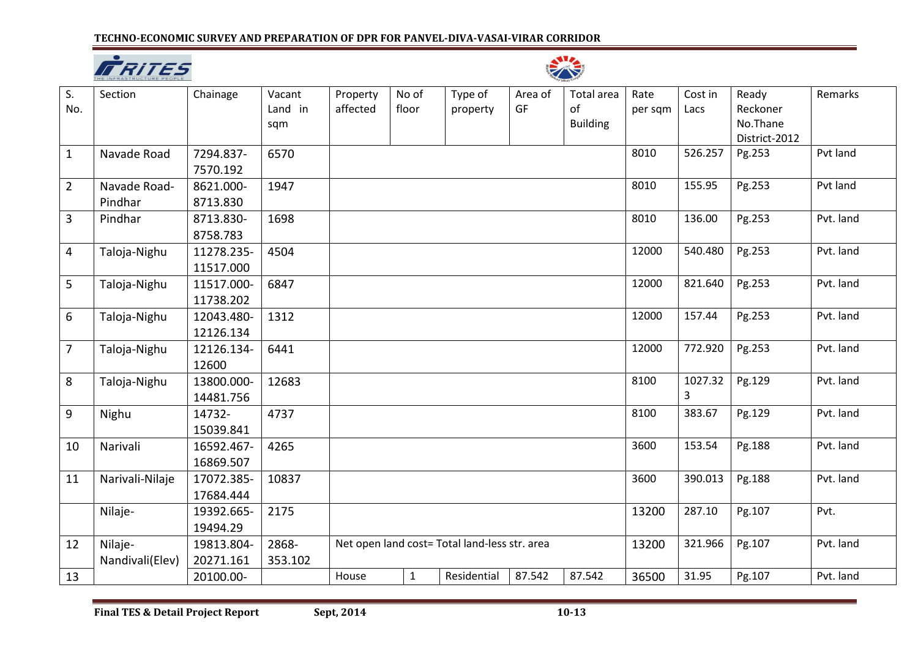| S. No. | Section | Chainage | Vacant Land in sqm | Property affected | No of floor | Type of property | Area of GF | Total area of Building | Rate per sqm | Cost in Lacs | Ready Reckoner No.Thane District-2012 | Remarks |
|---|---|---|---|---|---|---|---|---|---|---|---|---|
| 1 | Navade Road | 7294.837-7570.192 | 6570 | | | | | | 8010 | 526.257 | Pg.253 | Pvt land |
| 2 | Navade Road-Pindhar | 8621.000-8713.830 | 1947 | | | | | | 8010 | 155.95 | Pg.253 | Pvt land |
| 3 | Pindhar | 8713.830-8758.783 | 1698 | | | | | | 8010 | 136.00 | Pg.253 | Pvt. land |
| 4 | Taloja-Nighu | 11278.235-11517.000 | 4504 | | | | | | 12000 | 540.480 | Pg.253 | Pvt. land |
| 5 | Taloja-Nighu | 11517.000-11738.202 | 6847 | | | | | | 12000 | 821.640 | Pg.253 | Pvt. land |
| 6 | Taloja-Nighu | 12043.480-12126.134 | 1312 | | | | | | 12000 | 157.44 | Pg.253 | Pvt. land |
| 7 | Taloja-Nighu | 12126.134-12600 | 6441 | | | | | | 12000 | 772.920 | Pg.253 | Pvt. land |
| 8 | Taloja-Nighu | 13800.000-14481.756 | 12683 | | | | | | 8100 | 1027.323 | Pg.129 | Pvt. land |
| 9 | Nighu | 14732-15039.841 | 4737 | | | | | | 8100 | 383.67 | Pg.129 | Pvt. land |
| 10 | Narivali | 16592.467-16869.507 | 4265 | | | | | | 3600 | 153.54 | Pg.188 | Pvt. land |
| 11 | Narivali-Nilaje | 17072.385-17684.444 | 10837 | | | | | | 3600 | 390.013 | Pg.188 | Pvt. land |
| | Nilaje- | 19392.665-19494.29 | 2175 | | | | | | 13200 | 287.10 | Pg.107 | Pvt. |
| 12 | Nilaje-Nandivali(Elev) | 19813.804-20271.161 | 2868-353.102 | Net open land cost= Total land-less str. area | | | | | 13200 | 321.966 | Pg.107 | Pvt. land |
| 13 | | 20100.00- | | House | 1 | Residential | 87.542 | 87.542 | 36500 | 31.95 | Pg.107 | Pvt. land |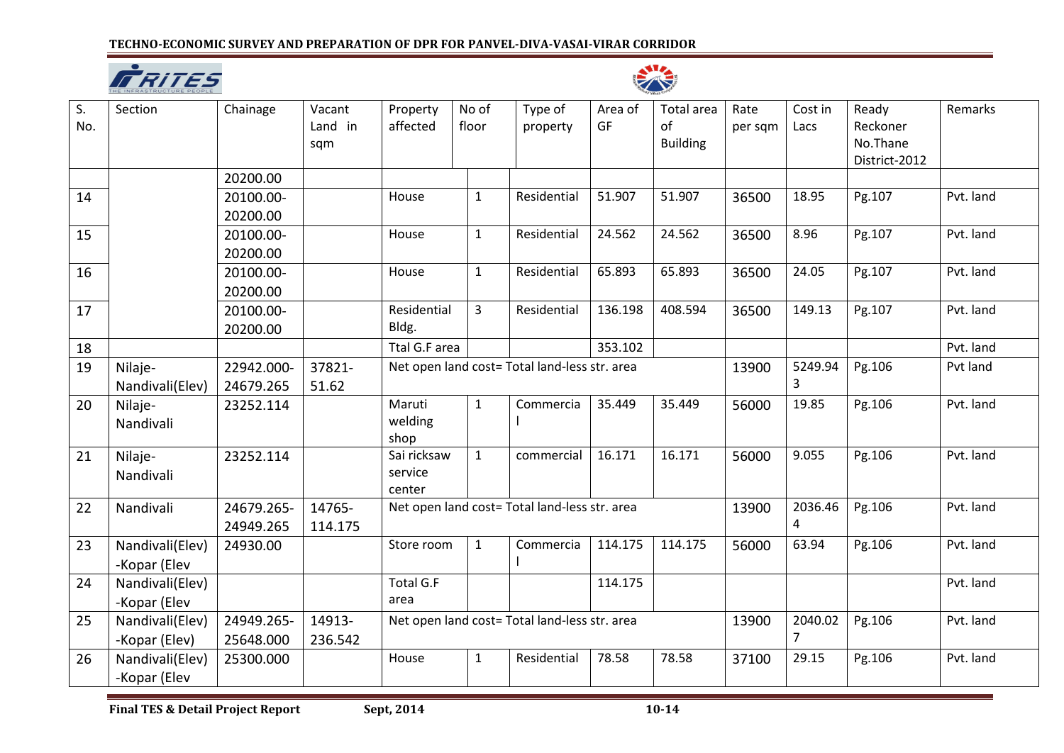| S. No. | Section | Chainage | Vacant Land in sqm | Property affected | No of floor | Type of property | Area of GF | Total area of Building | Rate per sqm | Cost in Lacs | Ready Reckoner No.Thane District-2012 | Remarks |
|---|---|---|---|---|---|---|---|---|---|---|---|---|
| | | 20200.00 | | | | | | | | | | |
| 14 | | 20100.00-20200.00 | | House | 1 | Residential | 51.907 | 51.907 | 36500 | 18.95 | Pg.107 | Pvt. land |
| 15 | | 20100.00-20200.00 | | House | 1 | Residential | 24.562 | 24.562 | 36500 | 8.96 | Pg.107 | Pvt. land |
| 16 | | 20100.00-20200.00 | | House | 1 | Residential | 65.893 | 65.893 | 36500 | 24.05 | Pg.107 | Pvt. land |
| 17 | | 20100.00-20200.00 | | Residential Bldg. | 3 | Residential | 136.198 | 408.594 | 36500 | 149.13 | Pg.107 | Pvt. land |
| 18 | | | | Ttal G.F area | | | 353.102 | | | | | Pvt. land |
| 19 | Nilaje-Nandivali(Elev) | 22942.000-24679.265 | 37821-51.62 | Net open land cost= Total land-less str. area | | | | | 13900 | 5249.943 | Pg.106 | Pvt land |
| 20 | Nilaje-Nandivali | 23252.114 | | Maruti welding shop | 1 | Commercial | 35.449 | 35.449 | 56000 | 19.85 | Pg.106 | Pvt. land |
| 21 | Nilaje-Nandivali | 23252.114 | | Sai ricksaw service center | 1 | commercial | 16.171 | 16.171 | 56000 | 9.055 | Pg.106 | Pvt. land |
| 22 | Nandivali | 24679.265-24949.265 | 14765-114.175 | Net open land cost= Total land-less str. area | | | | | 13900 | 2036.464 | Pg.106 | Pvt. land |
| 23 | Nandivali(Elev) -Kopar (Elev | 24930.00 | | Store room | 1 | Commercial | 114.175 | 114.175 | 56000 | 63.94 | Pg.106 | Pvt. land |
| 24 | Nandivali(Elev) -Kopar (Elev | | | Total G.F area | | | 114.175 | | | | | Pvt. land |
| 25 | Nandivali(Elev) -Kopar (Elev) | 24949.265-25648.000 | 14913-236.542 | Net open land cost= Total land-less str. area | | | | | 13900 | 2040.027 | Pg.106 | Pvt. land |
| 26 | Nandivali(Elev) -Kopar (Elev | 25300.000 | | House | 1 | Residential | 78.58 | 78.58 | 37100 | 29.15 | Pg.106 | Pvt. land |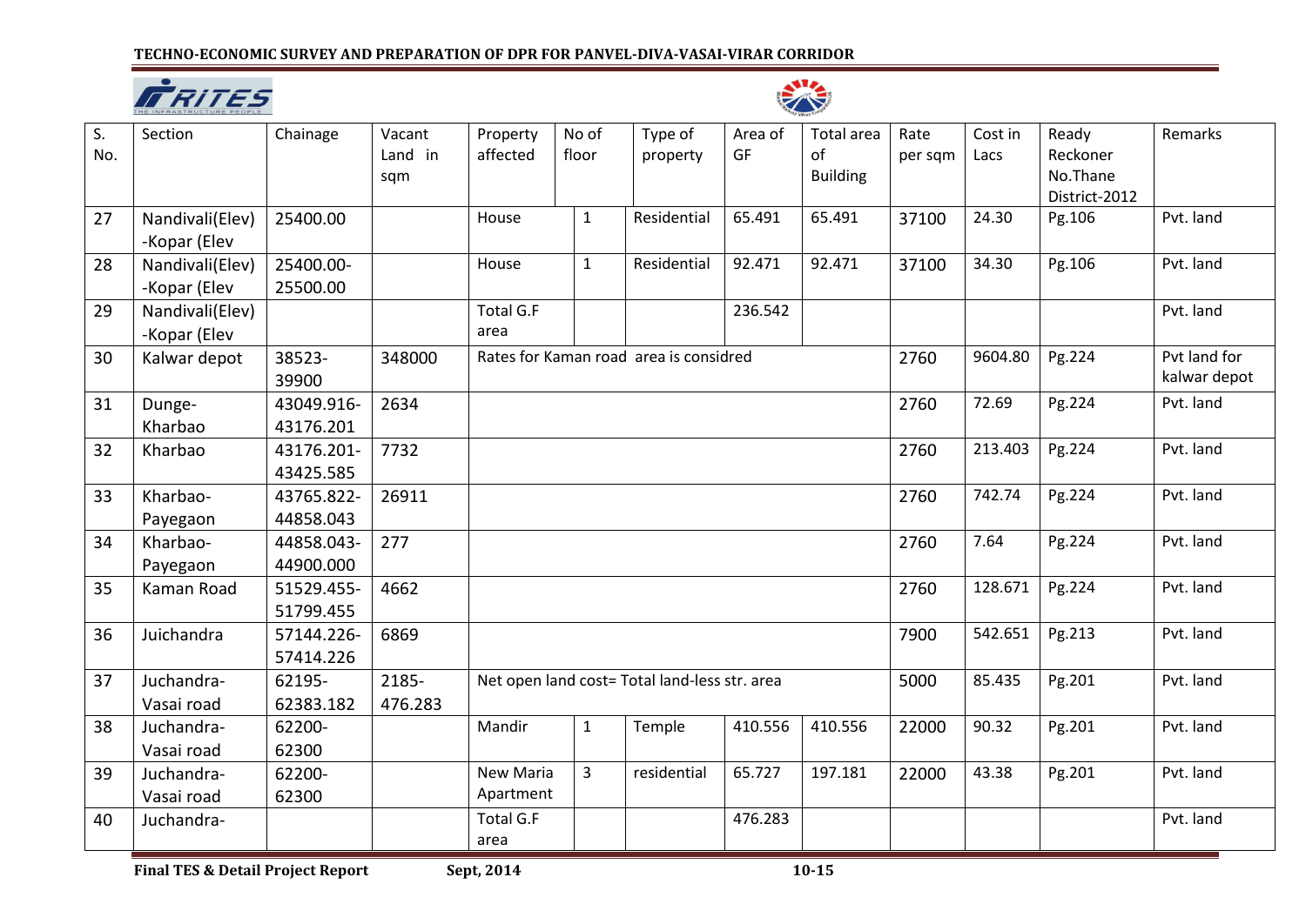| S. No. | Section | Chainage | Vacant Land in sqm | Property affected | No of floor | Type of property | Area of GF | Total area of Building | Rate per sqm | Cost in Lacs | Ready Reckoner No.Thane District-2012 | Remarks |
|---|---|---|---|---|---|---|---|---|---|---|---|---|
| 27 | Nandivali(Elev) -Kopar (Elev | 25400.00 | | House | 1 | Residential | 65.491 | 65.491 | 37100 | 24.30 | Pg.106 | Pvt. land |
| 28 | Nandivali(Elev) -Kopar (Elev | 25400.00-25500.00 | | House | 1 | Residential | 92.471 | 92.471 | 37100 | 34.30 | Pg.106 | Pvt. land |
| 29 | Nandivali(Elev) -Kopar (Elev | | | Total G.F area | | | 236.542 | | | | | Pvt. land |
| 30 | Kalwar depot | 38523-39900 | 348000 | Rates for Kaman road area is considred | | | | | 2760 | 9604.80 | Pg.224 | Pvt land for kalwar depot |
| 31 | Dunge-Kharbao | 43049.916-43176.201 | 2634 | | | | | | 2760 | 72.69 | Pg.224 | Pvt. land |
| 32 | Kharbao | 43176.201-43425.585 | 7732 | | | | | | 2760 | 213.403 | Pg.224 | Pvt. land |
| 33 | Kharbao-Payegaon | 43765.822-44858.043 | 26911 | | | | | | 2760 | 742.74 | Pg.224 | Pvt. land |
| 34 | Kharbao-Payegaon | 44858.043-44900.000 | 277 | | | | | | 2760 | 7.64 | Pg.224 | Pvt. land |
| 35 | Kaman Road | 51529.455-51799.455 | 4662 | | | | | | 2760 | 128.671 | Pg.224 | Pvt. land |
| 36 | Juichandra | 57144.226-57414.226 | 6869 | | | | | | 7900 | 542.651 | Pg.213 | Pvt. land |
| 37 | Juchandra-Vasai road | 62195-62383.182 | 2185-476.283 | Net open land cost= Total land-less str. area | | | | | 5000 | 85.435 | Pg.201 | Pvt. land |
| 38 | Juchandra-Vasai road | 62200-62300 | | Mandir | 1 | Temple | 410.556 | 410.556 | 22000 | 90.32 | Pg.201 | Pvt. land |
| 39 | Juchandra-Vasai road | 62200-62300 | | New Maria Apartment | 3 | residential | 65.727 | 197.181 | 22000 | 43.38 | Pg.201 | Pvt. land |
| 40 | Juchandra- | | | Total G.F area | | | 476.283 | | | | | Pvt. land |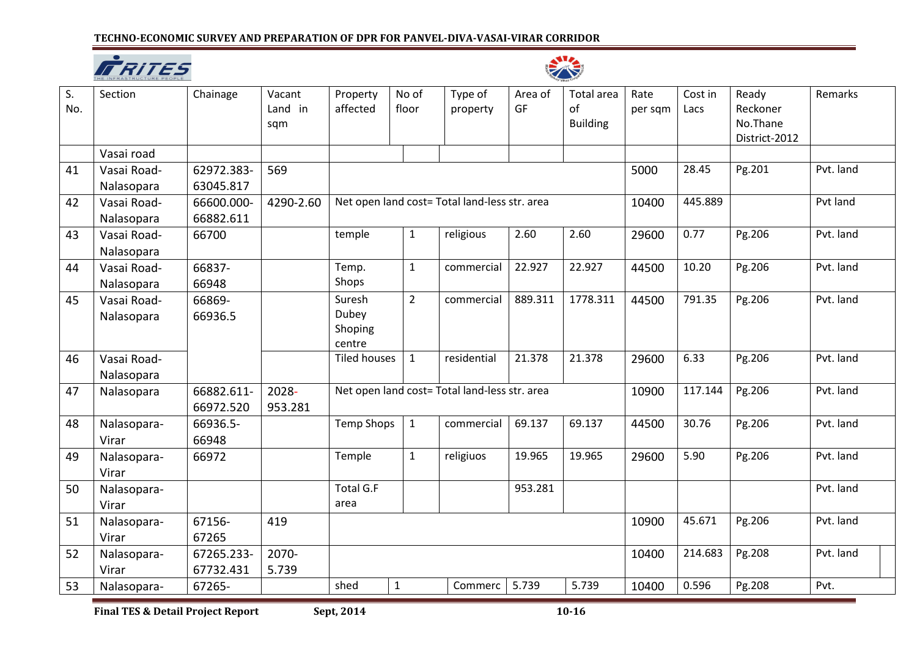| S. No. | Section | Chainage | Vacant Land in sqm | Property affected | No of floor | Type of property | Area of GF | Total area of Building | Rate per sqm | Cost in Lacs | Ready Reckoner No.Thane District-2012 | Remarks |
|---|---|---|---|---|---|---|---|---|---|---|---|---|
| | Vasai road | | | | | | | | | | | |
| 41 | Vasai Road-Nalasopara | 62972.383-63045.817 | 569 | | | | | | 5000 | 28.45 | Pg.201 | Pvt. land |
| 42 | Vasai Road-Nalasopara | 66600.000-66882.611 | 4290-2.60 | Net open land cost= Total land-less str. area | | | | | 10400 | 445.889 | | Pvt land |
| 43 | Vasai Road-Nalasopara | 66700 | | temple | 1 | religious | 2.60 | 2.60 | 29600 | 0.77 | Pg.206 | Pvt. land |
| 44 | Vasai Road-Nalasopara | 66837-66948 | | Temp. Shops | 1 | commercial | 22.927 | 22.927 | 44500 | 10.20 | Pg.206 | Pvt. land |
| 45 | Vasai Road-Nalasopara | 66869-66936.5 | | Suresh Dubey Shoping centre | 2 | commercial | 889.311 | 1778.311 | 44500 | 791.35 | Pg.206 | Pvt. land |
| 46 | Vasai Road-Nalasopara | | | Tiled houses | 1 | residential | 21.378 | 21.378 | 29600 | 6.33 | Pg.206 | Pvt. land |
| 47 | Nalasopara | 66882.611-66972.520 | 2028-953.281 | Net open land cost= Total land-less str. area | | | | | 10900 | 117.144 | Pg.206 | Pvt. land |
| 48 | Nalasopara-Virar | 66936.5-66948 | | Temp Shops | 1 | commercial | 69.137 | 69.137 | 44500 | 30.76 | Pg.206 | Pvt. land |
| 49 | Nalasopara-Virar | 66972 | | Temple | 1 | religiuos | 19.965 | 19.965 | 29600 | 5.90 | Pg.206 | Pvt. land |
| 50 | Nalasopara-Virar | | | Total G.F area | | | 953.281 | | | | | Pvt. land |
| 51 | Nalasopara-Virar | 67156-67265 | 419 | | | | | | 10900 | 45.671 | Pg.206 | Pvt. land |
| 52 | Nalasopara-Virar | 67265.233-67732.431 | 2070-5.739 | | | | | | 10400 | 214.683 | Pg.208 | Pvt. land |
| 53 | Nalasopara- | 67265- | | shed | 1 | Commerc | 5.739 | 5.739 | 10400 | 0.596 | Pg.208 | Pvt. |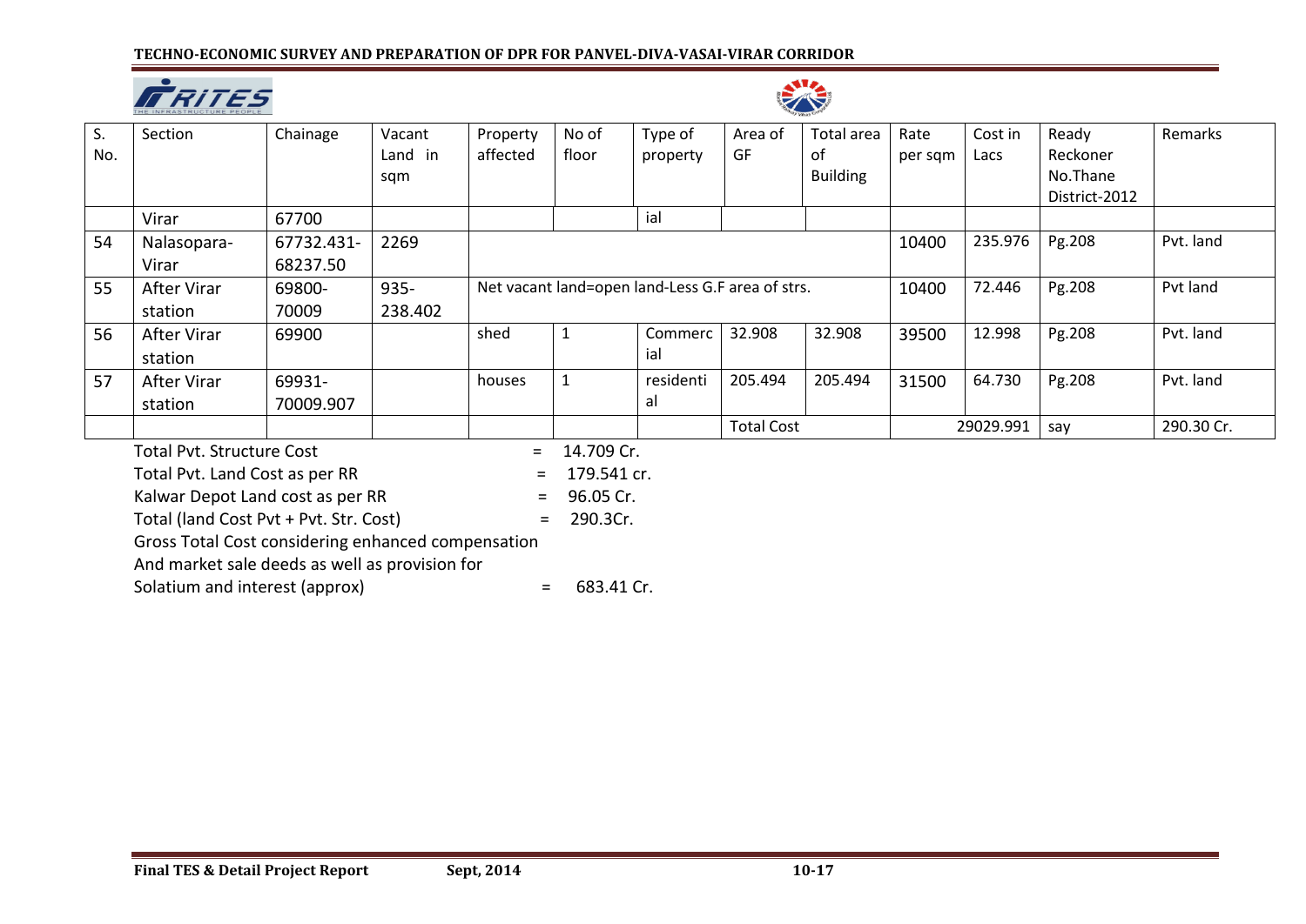| S. No. | Section | Chainage | Vacant Land in sqm | Property affected | No of floor | Type of property | Area of GF | Total area of Building | Rate per sqm | Cost in Lacs | Ready Reckoner No.Thane District-2012 | Remarks |
|---|---|---|---|---|---|---|---|---|---|---|---|---|
| | Virar | 67700 | | | | ial | | | | | | |
| 54 | Nalasopara-Virar | 67732.431-68237.50 | 2269 | | | | | | 10400 | 235.976 | Pg.208 | Pvt. land |
| 55 | After Virar station | 69800-70009 | 935-238.402 | Net vacant land=open land-Less G.F area of strs. | | | | | 10400 | 72.446 | Pg.208 | Pvt land |
| 56 | After Virar station | 69900 | | shed | 1 | Commercial | 32.908 | 32.908 | 39500 | 12.998 | Pg.208 | Pvt. land |
| 57 | After Virar station | 69931-70009.907 | | houses | 1 | residential | 205.494 | 205.494 | 31500 | 64.730 | Pg.208 | Pvt. land |
| | | | | | | | Total Cost | | | 29029.991 | say | 290.30 Cr. |

Total Pvt. Structure Cost = 14.709 Cr.

Total Pvt. Land Cost as per RR = 179.541 cr.

Kalwar Depot Land cost as per RR = 96.05 Cr.

Total (land Cost Pvt + Pvt. Str. Cost) = 290.3Cr.

Gross Total Cost considering enhanced compensation
And market sale deeds as well as provision for
Solatium and interest (approx) = 683.41 Cr.